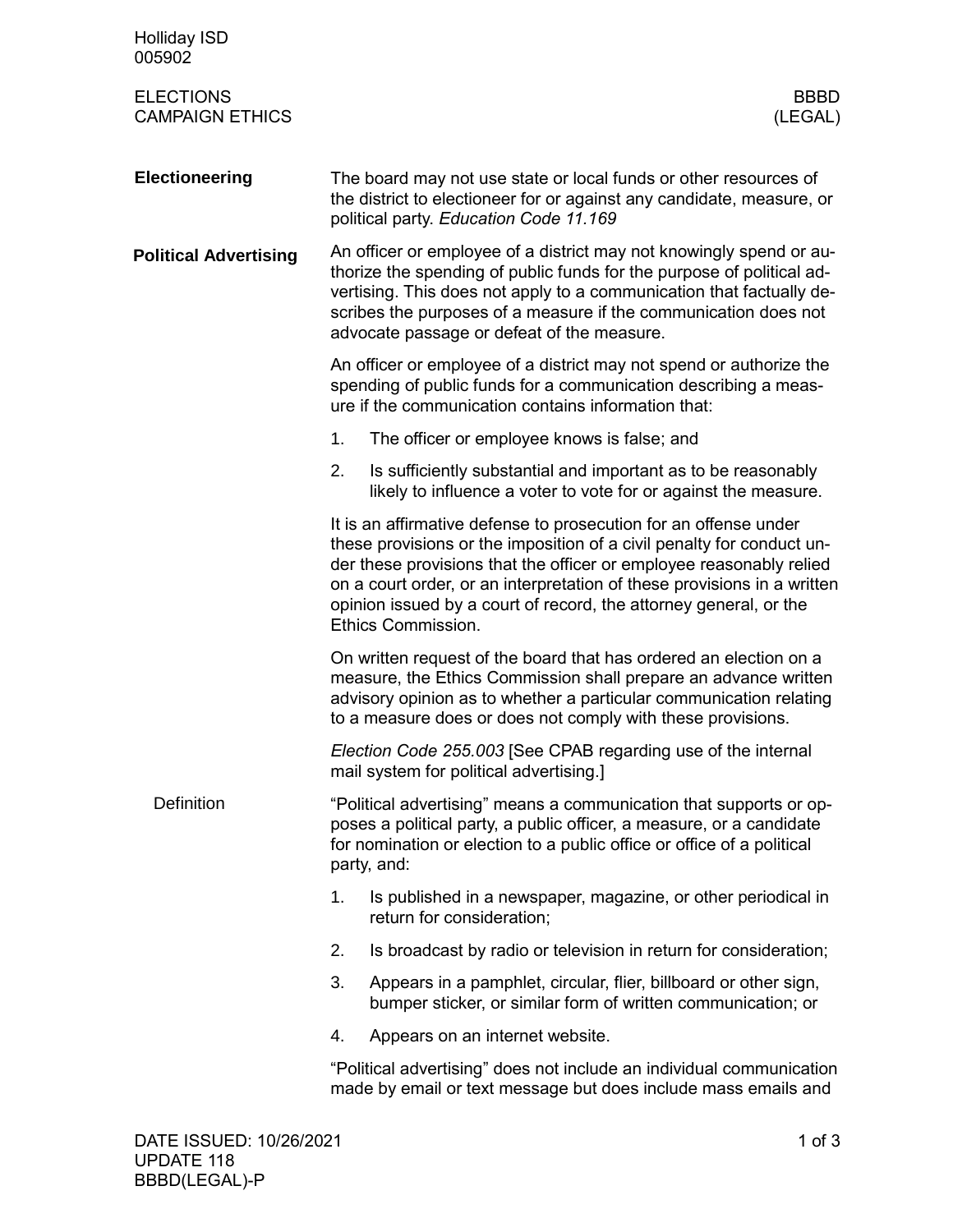Holliday ISD
005902

ELECTIONS
CAMPAIGN ETHICS

BBBD
(LEGAL)

## Electioneering

The board may not use state or local funds or other resources of the district to electioneer for or against any candidate, measure, or political party. *Education Code 11.169*

## Political Advertising

An officer or employee of a district may not knowingly spend or authorize the spending of public funds for the purpose of political advertising. This does not apply to a communication that factually describes the purposes of a measure if the communication does not advocate passage or defeat of the measure.

An officer or employee of a district may not spend or authorize the spending of public funds for a communication describing a measure if the communication contains information that:

1. The officer or employee knows is false; and
2. Is sufficiently substantial and important as to be reasonably likely to influence a voter to vote for or against the measure.

It is an affirmative defense to prosecution for an offense under these provisions or the imposition of a civil penalty for conduct under these provisions that the officer or employee reasonably relied on a court order, or an interpretation of these provisions in a written opinion issued by a court of record, the attorney general, or the Ethics Commission.

On written request of the board that has ordered an election on a measure, the Ethics Commission shall prepare an advance written advisory opinion as to whether a particular communication relating to a measure does or does not comply with these provisions.

*Election Code 255.003* [See CPAB regarding use of the internal mail system for political advertising.]

### Definition

"Political advertising" means a communication that supports or opposes a political party, a public officer, a measure, or a candidate for nomination or election to a public office or office of a political party, and:

1. Is published in a newspaper, magazine, or other periodical in return for consideration;
2. Is broadcast by radio or television in return for consideration;
3. Appears in a pamphlet, circular, flier, billboard or other sign, bumper sticker, or similar form of written communication; or
4. Appears on an internet website.

"Political advertising" does not include an individual communication made by email or text message but does include mass emails and

DATE ISSUED: 10/26/2021
UPDATE 118
BBBD(LEGAL)-P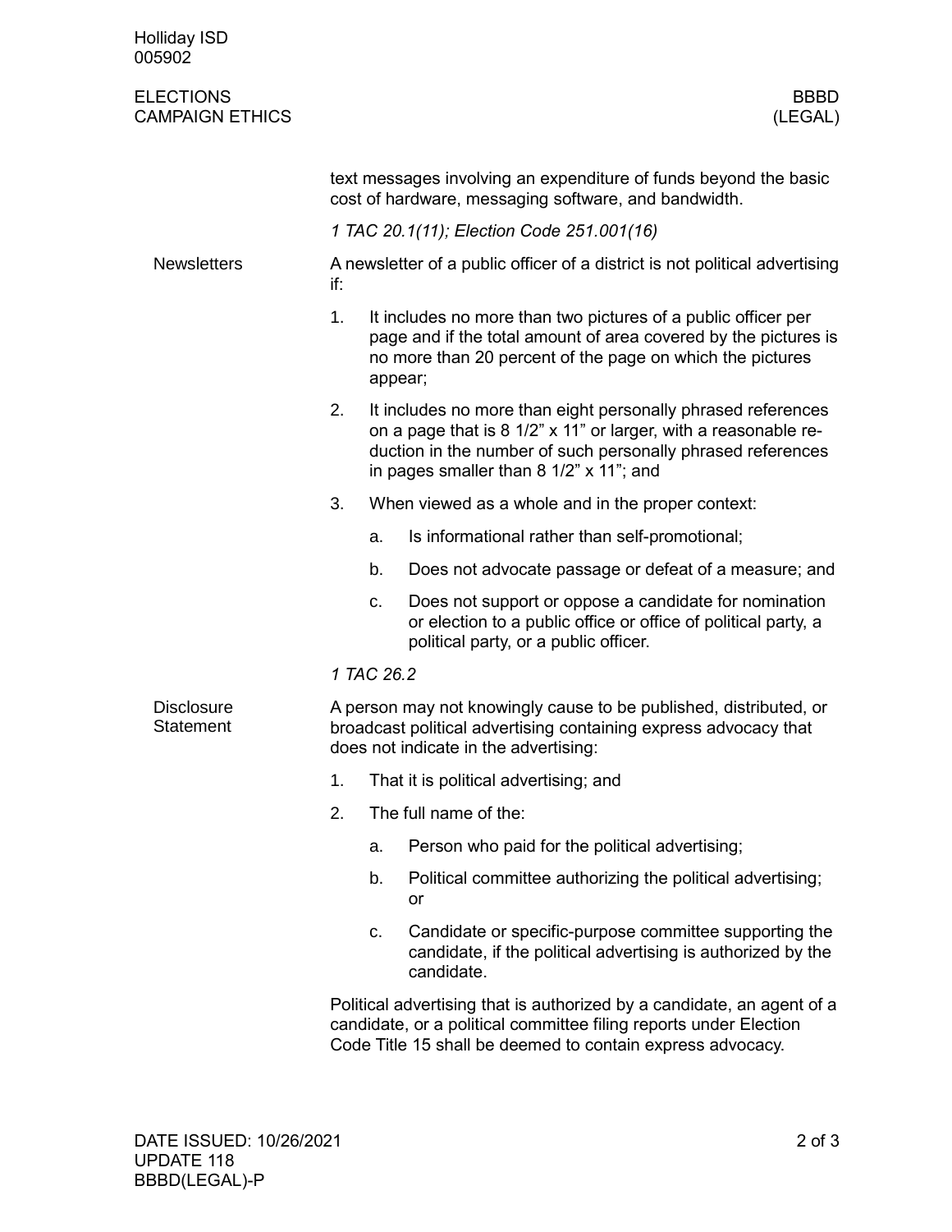text messages involving an expenditure of funds beyond the basic cost of hardware, messaging software, and bandwidth.

*1 TAC 20.1(11); Election Code 251.001(16)*

## Newsletters

A newsletter of a public officer of a district is not political advertising if:

1. It includes no more than two pictures of a public officer per page and if the total amount of area covered by the pictures is no more than 20 percent of the page on which the pictures appear;
2. It includes no more than eight personally phrased references on a page that is 8 1/2" x 11" or larger, with a reasonable reduction in the number of such personally phrased references in pages smaller than 8 1/2" x 11"; and
3. When viewed as a whole and in the proper context:
   a. Is informational rather than self-promotional;
   b. Does not advocate passage or defeat of a measure; and
   c. Does not support or oppose a candidate for nomination or election to a public office or office of political party, a political party, or a public officer.

*1 TAC 26.2*

## Disclosure Statement

A person may not knowingly cause to be published, distributed, or broadcast political advertising containing express advocacy that does not indicate in the advertising:

1. That it is political advertising; and
2. The full name of the:
   a. Person who paid for the political advertising;
   b. Political committee authorizing the political advertising; or
   c. Candidate or specific-purpose committee supporting the candidate, if the political advertising is authorized by the candidate.

Political advertising that is authorized by a candidate, an agent of a candidate, or a political committee filing reports under Election Code Title 15 shall be deemed to contain express advocacy.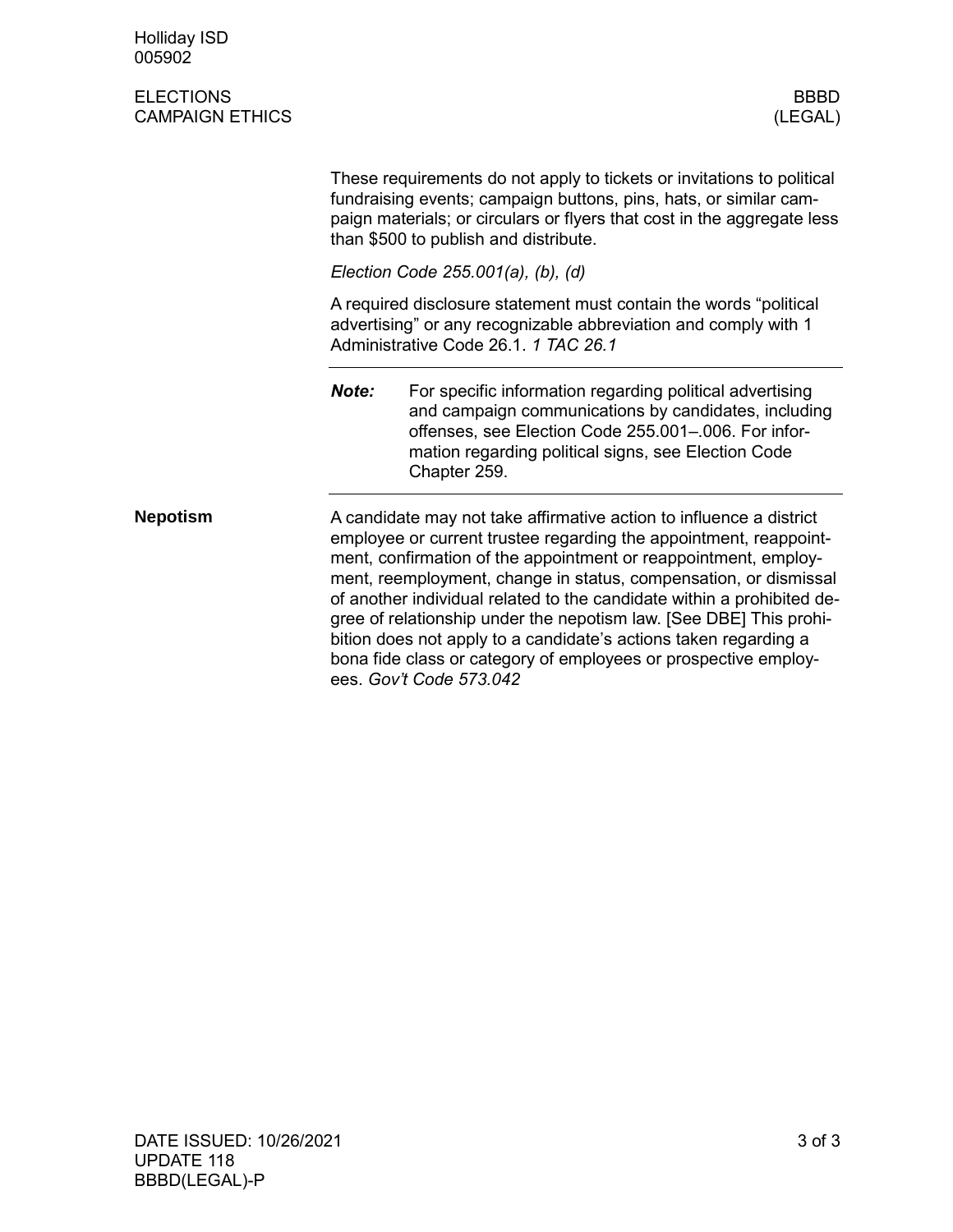These requirements do not apply to tickets or invitations to political fundraising events; campaign buttons, pins, hats, or similar campaign materials; or circulars or flyers that cost in the aggregate less than $500 to publish and distribute.

*Election Code 255.001(a), (b), (d)*

A required disclosure statement must contain the words "political advertising" or any recognizable abbreviation and comply with 1 Administrative Code 26.1. *1 TAC 26.1*

---

***Note:*** For specific information regarding political advertising and campaign communications by candidates, including offenses, see Election Code 255.001–.006. For information regarding political signs, see Election Code Chapter 259.

---

**Nepotism**

A candidate may not take affirmative action to influence a district employee or current trustee regarding the appointment, reappointment, confirmation of the appointment or reappointment, employment, reemployment, change in status, compensation, or dismissal of another individual related to the candidate within a prohibited degree of relationship under the nepotism law. [See DBE] This prohibition does not apply to a candidate's actions taken regarding a bona fide class or category of employees or prospective employees. *Gov't Code 573.042*